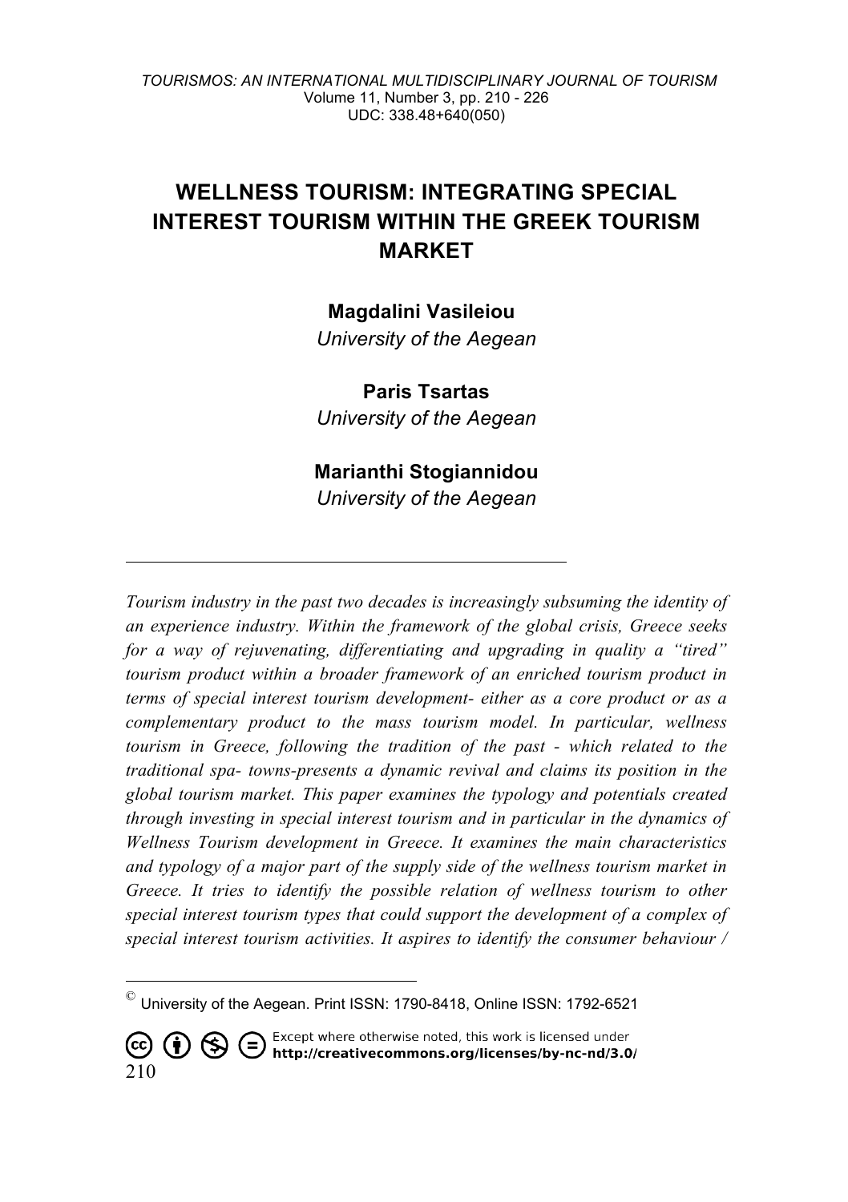# WELLNESS TOURISM: INTEGRATING SPECIAL INTEREST TOURISM WITHIN THE GREEK TOURISM MARKET

**Magdalini Vasileiou**
*University of the Aegean*

**Paris Tsartas**
*University of the Aegean*

**Marianthi Stogiannidou**
*University of the Aegean*

---

*Tourism industry in the past two decades is increasingly subsuming the identity of an experience industry. Within the framework of the global crisis, Greece seeks for a way of rejuvenating, differentiating and upgrading in quality a "tired" tourism product within a broader framework of an enriched tourism product in terms of special interest tourism development- either as a core product or as a complementary product to the mass tourism model. In particular, wellness tourism in Greece, following the tradition of the past - which related to the traditional spa- towns-presents a dynamic revival and claims its position in the global tourism market. This paper examines the typology and potentials created through investing in special interest tourism and in particular in the dynamics of Wellness Tourism development in Greece. It examines the main characteristics and typology of a major part of the supply side of the wellness tourism market in Greece. It tries to identify the possible relation of wellness tourism to other special interest tourism types that could support the development of a complex of special interest tourism activities. It aspires to identify the consumer behaviour /*

---

© University of the Aegean. Print ISSN: 1790-8418, Online ISSN: 1792-6521

Except where otherwise noted, this work is licensed under **http://creativecommons.org/licenses/by-nc-nd/3.0/**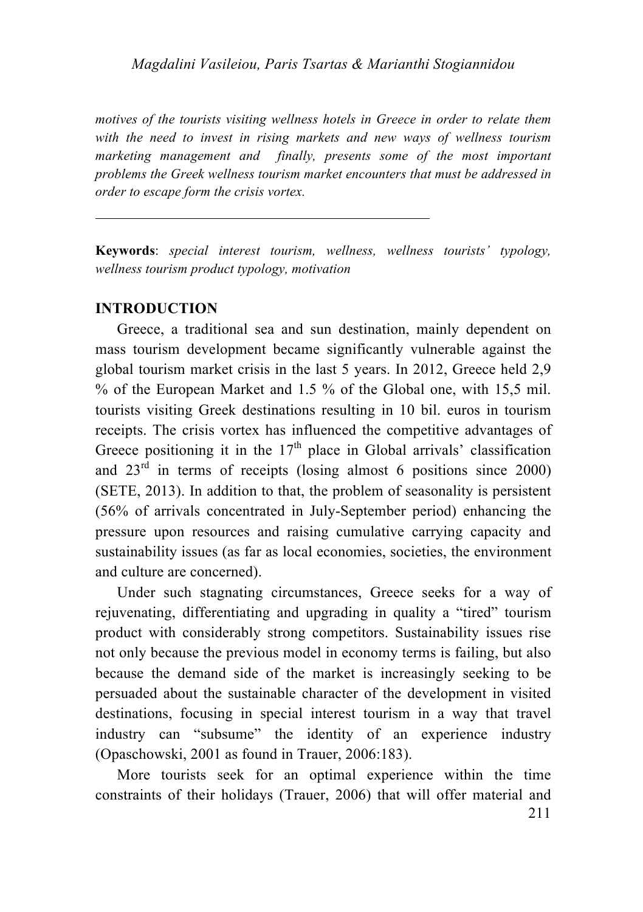*motives of the tourists visiting wellness hotels in Greece in order to relate them with the need to invest in rising markets and new ways of wellness tourism marketing management and finally, presents some of the most important problems the Greek wellness tourism market encounters that must be addressed in order to escape form the crisis vortex.*

---

**Keywords**: *special interest tourism, wellness, wellness tourists' typology, wellness tourism product typology, motivation*

## INTRODUCTION

Greece, a traditional sea and sun destination, mainly dependent on mass tourism development became significantly vulnerable against the global tourism market crisis in the last 5 years. In 2012, Greece held 2,9 % of the European Market and 1.5 % of the Global one, with 15,5 mil. tourists visiting Greek destinations resulting in 10 bil. euros in tourism receipts. The crisis vortex has influenced the competitive advantages of Greece positioning it in the 17th place in Global arrivals' classification and 23rd in terms of receipts (losing almost 6 positions since 2000) (SETE, 2013). In addition to that, the problem of seasonality is persistent (56% of arrivals concentrated in July-September period) enhancing the pressure upon resources and raising cumulative carrying capacity and sustainability issues (as far as local economies, societies, the environment and culture are concerned).

Under such stagnating circumstances, Greece seeks for a way of rejuvenating, differentiating and upgrading in quality a "tired" tourism product with considerably strong competitors. Sustainability issues rise not only because the previous model in economy terms is failing, but also because the demand side of the market is increasingly seeking to be persuaded about the sustainable character of the development in visited destinations, focusing in special interest tourism in a way that travel industry can "subsume" the identity of an experience industry (Opaschowski, 2001 as found in Trauer, 2006:183).

More tourists seek for an optimal experience within the time constraints of their holidays (Trauer, 2006) that will offer material and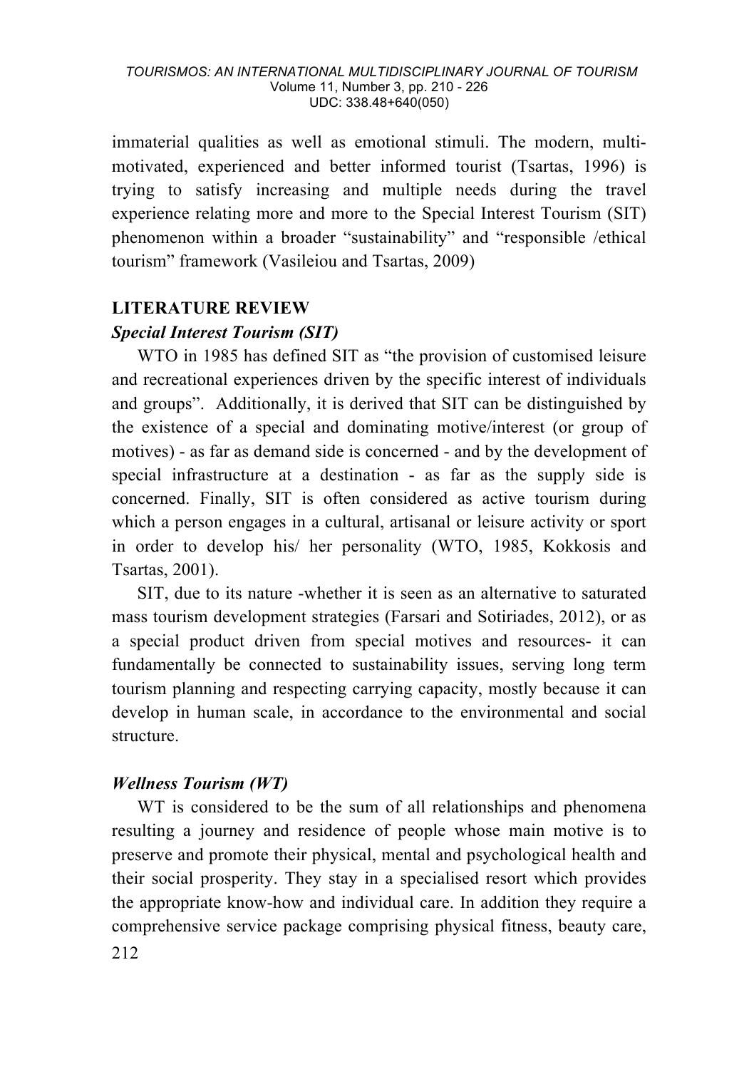immaterial qualities as well as emotional stimuli. The modern, multi-motivated, experienced and better informed tourist (Tsartas, 1996) is trying to satisfy increasing and multiple needs during the travel experience relating more and more to the Special Interest Tourism (SIT) phenomenon within a broader "sustainability" and "responsible /ethical tourism" framework (Vasileiou and Tsartas, 2009)

## LITERATURE REVIEW

### *Special Interest Tourism (SIT)*

WTO in 1985 has defined SIT as "the provision of customised leisure and recreational experiences driven by the specific interest of individuals and groups". Additionally, it is derived that SIT can be distinguished by the existence of a special and dominating motive/interest (or group of motives) - as far as demand side is concerned - and by the development of special infrastructure at a destination - as far as the supply side is concerned. Finally, SIT is often considered as active tourism during which a person engages in a cultural, artisanal or leisure activity or sport in order to develop his/ her personality (WTO, 1985, Kokkosis and Tsartas, 2001).

SIT, due to its nature -whether it is seen as an alternative to saturated mass tourism development strategies (Farsari and Sotiriades, 2012), or as a special product driven from special motives and resources- it can fundamentally be connected to sustainability issues, serving long term tourism planning and respecting carrying capacity, mostly because it can develop in human scale, in accordance to the environmental and social structure.

### *Wellness Tourism (WT)*

WT is considered to be the sum of all relationships and phenomena resulting a journey and residence of people whose main motive is to preserve and promote their physical, mental and psychological health and their social prosperity. They stay in a specialised resort which provides the appropriate know-how and individual care. In addition they require a comprehensive service package comprising physical fitness, beauty care,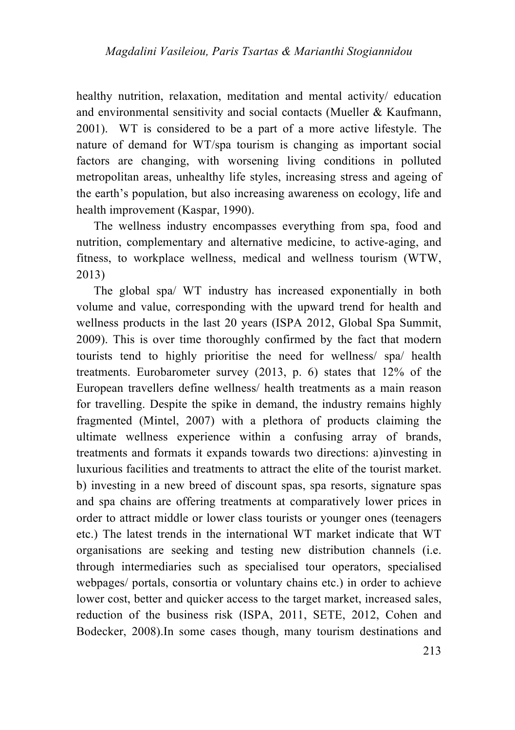healthy nutrition, relaxation, meditation and mental activity/ education and environmental sensitivity and social contacts (Mueller & Kaufmann, 2001). WT is considered to be a part of a more active lifestyle. The nature of demand for WT/spa tourism is changing as important social factors are changing, with worsening living conditions in polluted metropolitan areas, unhealthy life styles, increasing stress and ageing of the earth's population, but also increasing awareness on ecology, life and health improvement (Kaspar, 1990).

The wellness industry encompasses everything from spa, food and nutrition, complementary and alternative medicine, to active-aging, and fitness, to workplace wellness, medical and wellness tourism (WTW, 2013)

The global spa/ WT industry has increased exponentially in both volume and value, corresponding with the upward trend for health and wellness products in the last 20 years (ISPA 2012, Global Spa Summit, 2009). This is over time thoroughly confirmed by the fact that modern tourists tend to highly prioritise the need for wellness/ spa/ health treatments. Eurobarometer survey (2013, p. 6) states that 12% of the European travellers define wellness/ health treatments as a main reason for travelling. Despite the spike in demand, the industry remains highly fragmented (Mintel, 2007) with a plethora of products claiming the ultimate wellness experience within a confusing array of brands, treatments and formats it expands towards two directions: a)investing in luxurious facilities and treatments to attract the elite of the tourist market. b) investing in a new breed of discount spas, spa resorts, signature spas and spa chains are offering treatments at comparatively lower prices in order to attract middle or lower class tourists or younger ones (teenagers etc.) The latest trends in the international WT market indicate that WT organisations are seeking and testing new distribution channels (i.e. through intermediaries such as specialised tour operators, specialised webpages/ portals, consortia or voluntary chains etc.) in order to achieve lower cost, better and quicker access to the target market, increased sales, reduction of the business risk (ISPA, 2011, SETE, 2012, Cohen and Bodecker, 2008).In some cases though, many tourism destinations and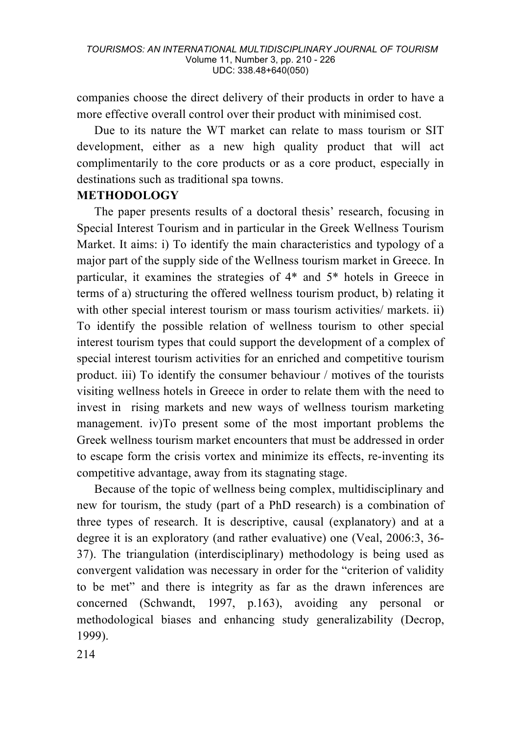companies choose the direct delivery of their products in order to have a more effective overall control over their product with minimised cost.

Due to its nature the WT market can relate to mass tourism or SIT development, either as a new high quality product that will act complimentarily to the core products or as a core product, especially in destinations such as traditional spa towns.

## METHODOLOGY

The paper presents results of a doctoral thesis' research, focusing in Special Interest Tourism and in particular in the Greek Wellness Tourism Market. It aims: i) To identify the main characteristics and typology of a major part of the supply side of the Wellness tourism market in Greece. In particular, it examines the strategies of 4* and 5* hotels in Greece in terms of a) structuring the offered wellness tourism product, b) relating it with other special interest tourism or mass tourism activities/ markets. ii) To identify the possible relation of wellness tourism to other special interest tourism types that could support the development of a complex of special interest tourism activities for an enriched and competitive tourism product. iii) To identify the consumer behaviour / motives of the tourists visiting wellness hotels in Greece in order to relate them with the need to invest in rising markets and new ways of wellness tourism marketing management. iv)To present some of the most important problems the Greek wellness tourism market encounters that must be addressed in order to escape form the crisis vortex and minimize its effects, re-inventing its competitive advantage, away from its stagnating stage.

Because of the topic of wellness being complex, multidisciplinary and new for tourism, the study (part of a PhD research) is a combination of three types of research. It is descriptive, causal (explanatory) and at a degree it is an exploratory (and rather evaluative) one (Veal, 2006:3, 36-37). The triangulation (interdisciplinary) methodology is being used as convergent validation was necessary in order for the "criterion of validity to be met" and there is integrity as far as the drawn inferences are concerned (Schwandt, 1997, p.163), avoiding any personal or methodological biases and enhancing study generalizability (Decrop, 1999).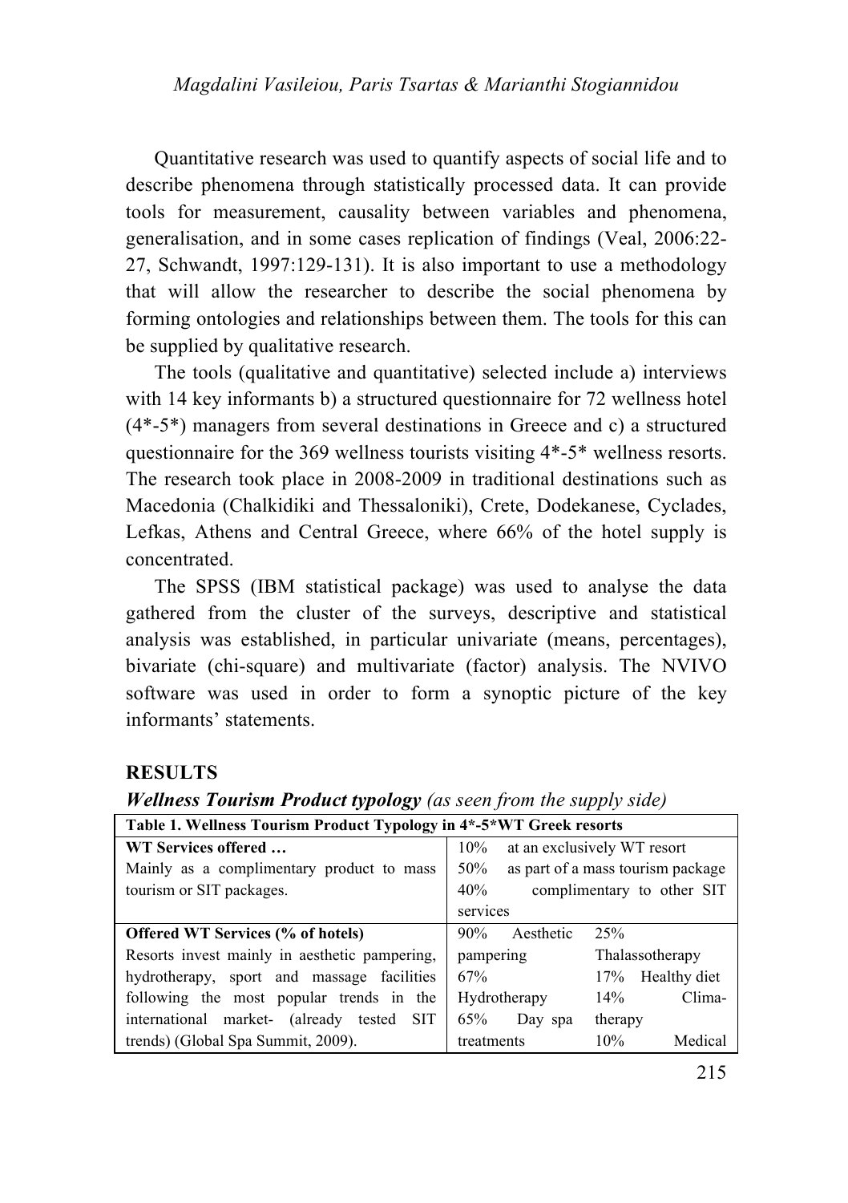Quantitative research was used to quantify aspects of social life and to describe phenomena through statistically processed data. It can provide tools for measurement, causality between variables and phenomena, generalisation, and in some cases replication of findings (Veal, 2006:22-27, Schwandt, 1997:129-131). It is also important to use a methodology that will allow the researcher to describe the social phenomena by forming ontologies and relationships between them. The tools for this can be supplied by qualitative research.

The tools (qualitative and quantitative) selected include a) interviews with 14 key informants b) a structured questionnaire for 72 wellness hotel (4*-5*) managers from several destinations in Greece and c) a structured questionnaire for the 369 wellness tourists visiting 4*-5* wellness resorts. The research took place in 2008-2009 in traditional destinations such as Macedonia (Chalkidiki and Thessaloniki), Crete, Dodekanese, Cyclades, Lefkas, Athens and Central Greece, where 66% of the hotel supply is concentrated.

The SPSS (IBM statistical package) was used to analyse the data gathered from the cluster of the surveys, descriptive and statistical analysis was established, in particular univariate (means, percentages), bivariate (chi-square) and multivariate (factor) analysis. The NVIVO software was used in order to form a synoptic picture of the key informants' statements.

## RESULTS

***Wellness Tourism Product typology*** *(as seen from the supply side)*

**Table 1. Wellness Tourism Product Typology in 4*-5*WT Greek resorts**

| | | |
|---|---|---|
| **WT Services offered …**<br>Mainly as a complimentary product to mass tourism or SIT packages. | 10% at an exclusively WT resort<br>50% as part of a mass tourism package<br>40% complimentary to other SIT services | |
| **Offered WT Services (% of hotels)**<br>Resorts invest mainly in aesthetic pampering, hydrotherapy, sport and massage facilities following the most popular trends in the international market- (already tested SIT trends) (Global Spa Summit, 2009). | 90% Aesthetic pampering<br>67% Hydrotherapy<br>65% Day spa treatments | 25% Thalassotherapy<br>17% Healthy diet<br>14% Clima-therapy<br>10% Medical |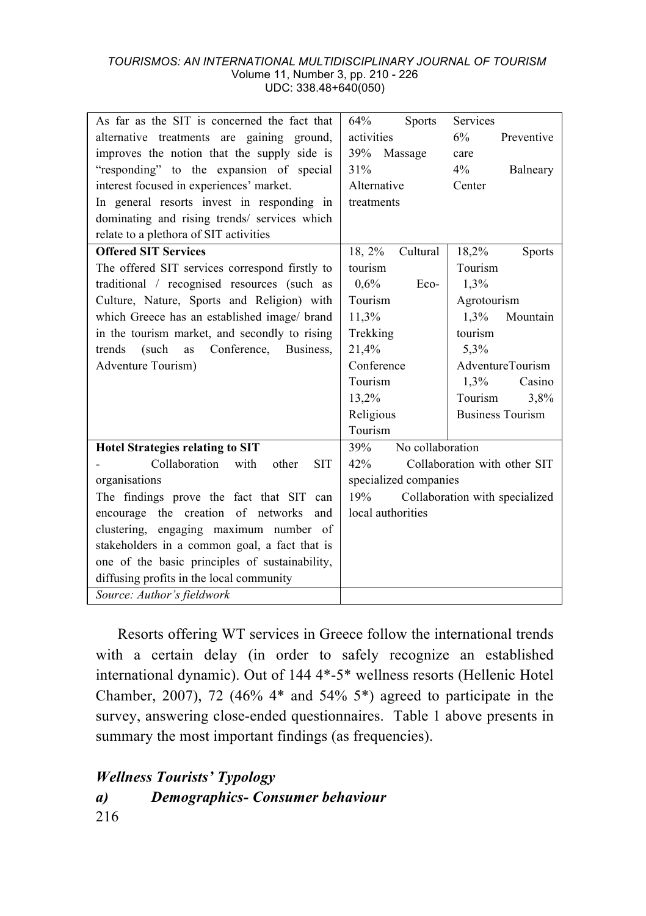| | | |
|---|---|---|
| As far as the SIT is concerned the fact that alternative treatments are gaining ground, improves the notion that the supply side is "responding" to the expansion of special interest focused in experiences' market.<br>In general resorts invest in responding in dominating and rising trends/ services which relate to a plethora of SIT activities | 64% Sports activities<br>39% Massage<br>31% Alternative treatments | Services<br>6% Preventive care<br>4% Balneary Center |
| **Offered SIT Services**<br>The offered SIT services correspond firstly to traditional / recognised resources (such as Culture, Nature, Sports and Religion) with which Greece has an established image/ brand in the tourism market, and secondly to rising trends (such as Conference, Business, Adventure Tourism) | 18, 2% Cultural tourism<br>0,6% Eco-Tourism<br>11,3% Trekking<br>21,4% Conference Tourism<br>13,2% Religious Tourism | 18,2% Sports Tourism<br>1,3% Agrotourism<br>1,3% Mountain tourism<br>5,3% AdventureTourism<br>1,3% Casino Tourism<br>3,8% Business Tourism |
| **Hotel Strategies relating to SIT**<br>- Collaboration with other SIT organisations<br>The findings prove the fact that SIT can encourage the creation of networks and clustering, engaging maximum number of stakeholders in a common goal, a fact that is one of the basic principles of sustainability, diffusing profits in the local community | 39% No collaboration<br>42% Collaboration with other SIT specialized companies<br>19% Collaboration with specialized local authorities | |
| *Source: Author's fieldwork* | | |

Resorts offering WT services in Greece follow the international trends with a certain delay (in order to safely recognize an established international dynamic). Out of 144 4*-5* wellness resorts (Hellenic Hotel Chamber, 2007), 72 (46% 4* and 54% 5*) agreed to participate in the survey, answering close-ended questionnaires. Table 1 above presents in summary the most important findings (as frequencies).

### *Wellness Tourists' Typology*

#### *a) Demographics- Consumer behaviour*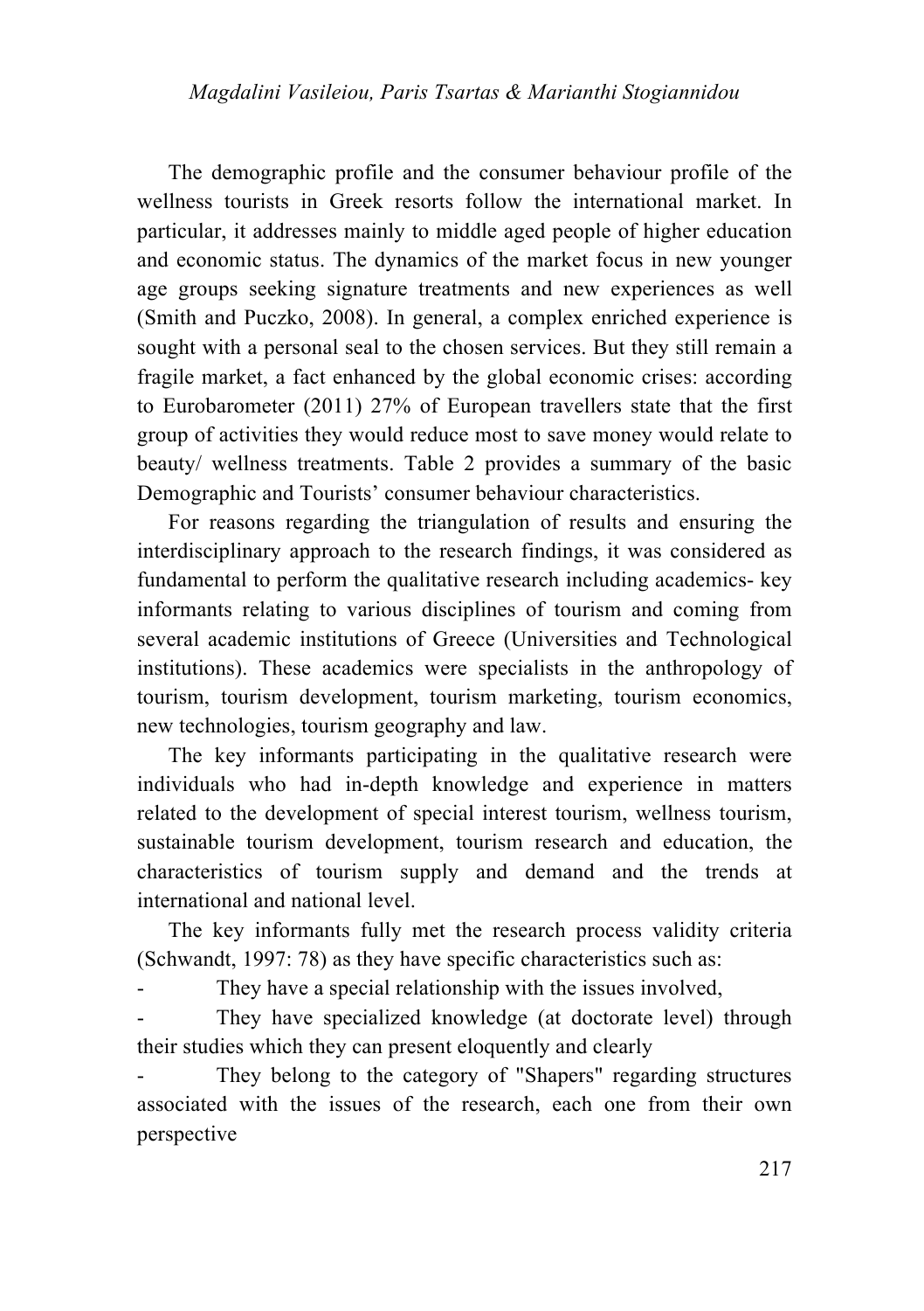The demographic profile and the consumer behaviour profile of the wellness tourists in Greek resorts follow the international market. In particular, it addresses mainly to middle aged people of higher education and economic status. The dynamics of the market focus in new younger age groups seeking signature treatments and new experiences as well (Smith and Puczko, 2008). In general, a complex enriched experience is sought with a personal seal to the chosen services. But they still remain a fragile market, a fact enhanced by the global economic crises: according to Eurobarometer (2011) 27% of European travellers state that the first group of activities they would reduce most to save money would relate to beauty/ wellness treatments. Table 2 provides a summary of the basic Demographic and Tourists' consumer behaviour characteristics.

For reasons regarding the triangulation of results and ensuring the interdisciplinary approach to the research findings, it was considered as fundamental to perform the qualitative research including academics- key informants relating to various disciplines of tourism and coming from several academic institutions of Greece (Universities and Technological institutions). These academics were specialists in the anthropology of tourism, tourism development, tourism marketing, tourism economics, new technologies, tourism geography and law.

The key informants participating in the qualitative research were individuals who had in-depth knowledge and experience in matters related to the development of special interest tourism, wellness tourism, sustainable tourism development, tourism research and education, the characteristics of tourism supply and demand and the trends at international and national level.

The key informants fully met the research process validity criteria (Schwandt, 1997: 78) as they have specific characteristics such as:

- They have a special relationship with the issues involved,
- They have specialized knowledge (at doctorate level) through their studies which they can present eloquently and clearly
- They belong to the category of "Shapers" regarding structures associated with the issues of the research, each one from their own perspective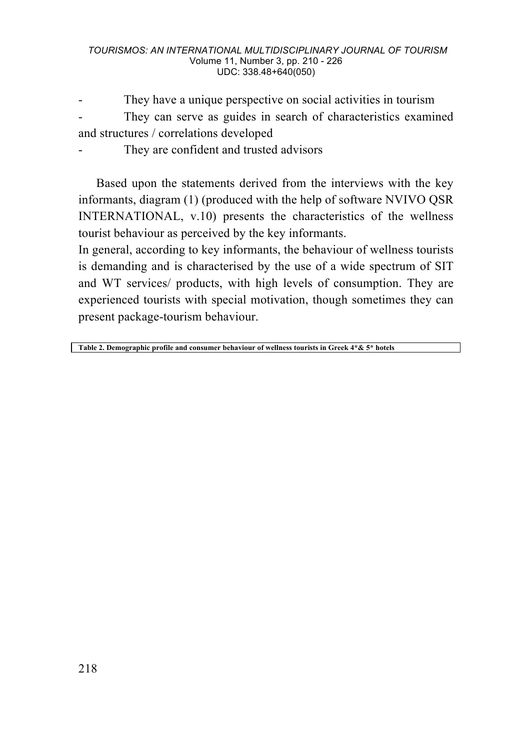- They have a unique perspective on social activities in tourism
- They can serve as guides in search of characteristics examined and structures / correlations developed
- They are confident and trusted advisors

Based upon the statements derived from the interviews with the key informants, diagram (1) (produced with the help of software NVIVO QSR INTERNATIONAL, v.10) presents the characteristics of the wellness tourist behaviour as perceived by the key informants.

In general, according to key informants, the behaviour of wellness tourists is demanding and is characterised by the use of a wide spectrum of SIT and WT services/ products, with high levels of consumption. They are experienced tourists with special motivation, though sometimes they can present package-tourism behaviour.

**Table 2. Demographic profile and consumer behaviour of wellness tourists in Greek 4*& 5* hotels**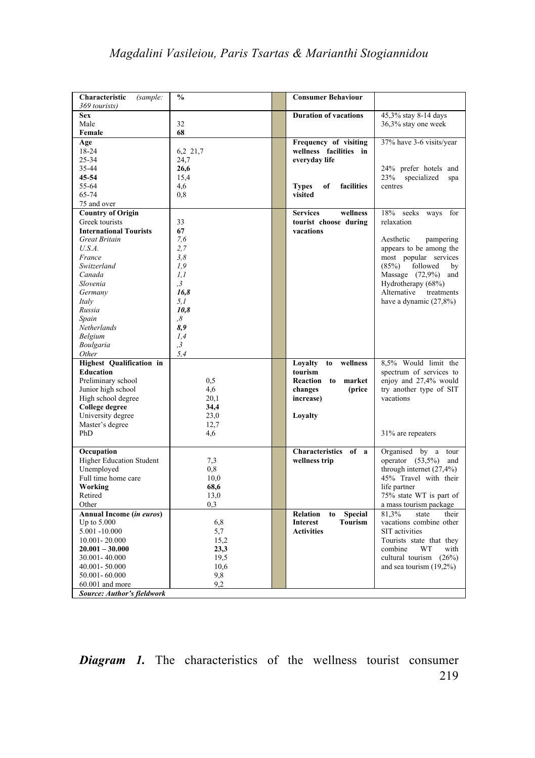| **Characteristic** *(sample: 369 tourists)* | **%** | | **Consumer Behaviour** | |
|---|---|---|---|---|
| **Sex** | | | **Duration of vacations** | 45,3% stay 8-14 days 36,3% stay one week |
| Male | 32 | | | |
| **Female** | **68** | | | |
| **Age** | | | **Frequency of visiting wellness facilities in everyday life** | 37% have 3-6 visits/year |
| 18-24 | 6,2 21,7 | | | |
| 25-34 | 24,7 | | | |
| 35-44 | **26,6** | | | 24% prefer hotels and 23% specialized spa centres |
| **45-54** | 15,4 | | **Types of facilities visited** | |
| 55-64 | 4,6 | | | |
| 65-74 | 0,8 | | | |
| 75 and over | | | | |
| **Country of Origin** | | | **Services wellness tourist choose during vacations** | 18% seeks ways for relaxation |
| Greek tourists | 33 | | | |
| **International Tourists** | **67** | | | |
| *Great Britain* | *7,6* | | | Aesthetic pampering appears to be among the most popular services (85%) followed by Massage (72,9%) and Hydrotherapy (68%) Alternative treatments have a dynamic (27,8%) |
| *U.S.A.* | *2,7* | | | |
| *France* | *3,8* | | | |
| *Switzerland* | *1,9* | | | |
| *Canada* | *1,1* | | | |
| *Slovenia* | *,3* | | | |
| *Germany* | ***16,8*** | | | |
| *Italy* | *5,1* | | | |
| *Russia* | ***10,8*** | | | |
| *Spain* | *,8* | | | |
| *Netherlands* | ***8,9*** | | | |
| *Belgium* | *1,4* | | | |
| *Boulgaria* | *,3* | | | |
| *Other* | *5,4* | | | |
| **Highest Qualification in Education** | | | **Loyalty to wellness tourism** | 8,5% Would limit the spectrum of services to enjoy and 27,4% would try another type of SIT vacations |
| Preliminary school | 0,5 | | **Reaction to market changes (price increase)** | |
| Junior high school | 4,6 | | | |
| High school degree | 20,1 | | | |
| **College degree** | **34,4** | | | |
| University degree | 23,0 | | **Loyalty** | |
| Master's degree | 12,7 | | | |
| PhD | 4,6 | | | 31% are repeaters |
| **Occupation** | | | **Characteristics of a wellness trip** | Organised by a tour operator (53,5%) and through internet (27,4%) 45% Travel with their life partner 75% state WT is part of a mass tourism package |
| Higher Education Student | 7,3 | | | |
| Unemployed | 0,8 | | | |
| Full time home care | 10,0 | | | |
| **Working** | **68,6** | | | |
| Retired | 13,0 | | | |
| Other | 0,3 | | | |
| **Annual Income (*in euros*)** | | | **Relation to Special Interest Tourism Activities** | 81,3% state their vacations combine other SIT activities Tourists state that they combine WT with cultural tourism (26%) and sea tourism (19,2%) |
| Up to 5.000 | 6,8 | | | |
| 5.001 -10.000 | 5,7 | | | |
| 10.001- 20.000 | 15,2 | | | |
| **20.001 – 30.000** | **23,3** | | | |
| 30.001- 40.000 | 19,5 | | | |
| 40.001- 50.000 | 10,6 | | | |
| 50.001- 60.000 | 9,8 | | | |
| 60.001 and more | 9,2 | | | |
| ***Source: Author's fieldwork*** | | | | |

***Diagram 1.*** The characteristics of the wellness tourist consumer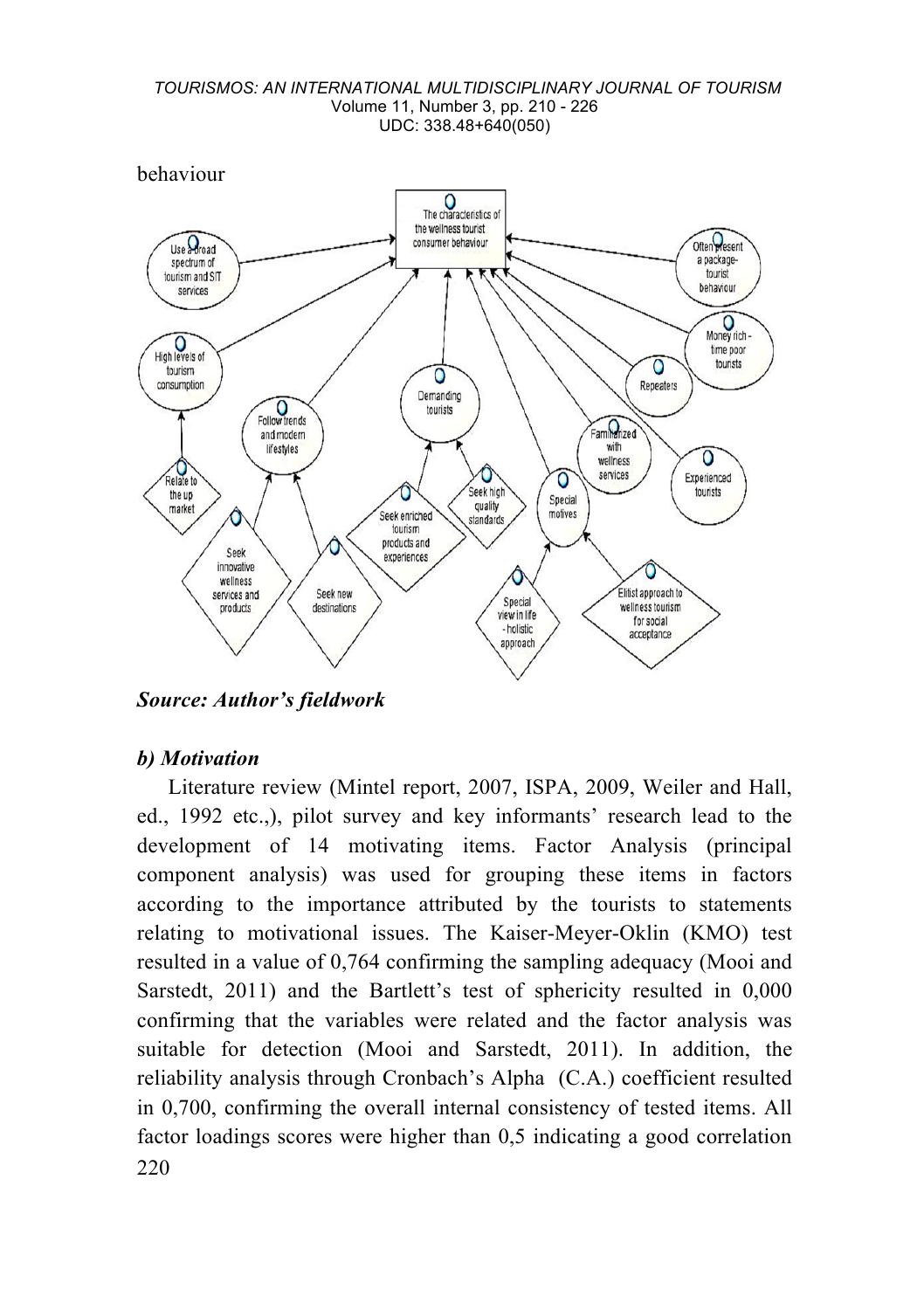behaviour

The characteristics of the wellness tourist consumer behaviour

Use a broad spectrum of tourism and SIT services

High levels of tourism consumption

Relate to the up market

Follow trends and modern lifestyles

Seek innovative wellness services and products

Seek new destinations

Demanding tourists

Seek enriched tourism products and experiences

Seek high quality standards

Special motives

Special view in life - holistic approach

Elitist approach to wellness tourism for social acceptance

Familiarized with wellness services

Experienced tourists

Repeaters

Money rich - time poor tourists

Often present a package-tourist behaviour

***Source: Author's fieldwork***

### *b) Motivation*

Literature review (Mintel report, 2007, ISPA, 2009, Weiler and Hall, ed., 1992 etc.,), pilot survey and key informants' research lead to the development of 14 motivating items. Factor Analysis (principal component analysis) was used for grouping these items in factors according to the importance attributed by the tourists to statements relating to motivational issues. The Kaiser-Meyer-Oklin (KMO) test resulted in a value of 0,764 confirming the sampling adequacy (Mooi and Sarstedt, 2011) and the Bartlett's test of sphericity resulted in 0,000 confirming that the variables were related and the factor analysis was suitable for detection (Mooi and Sarstedt, 2011). In addition, the reliability analysis through Cronbach's Alpha (C.A.) coefficient resulted in 0,700, confirming the overall internal consistency of tested items. All factor loadings scores were higher than 0,5 indicating a good correlation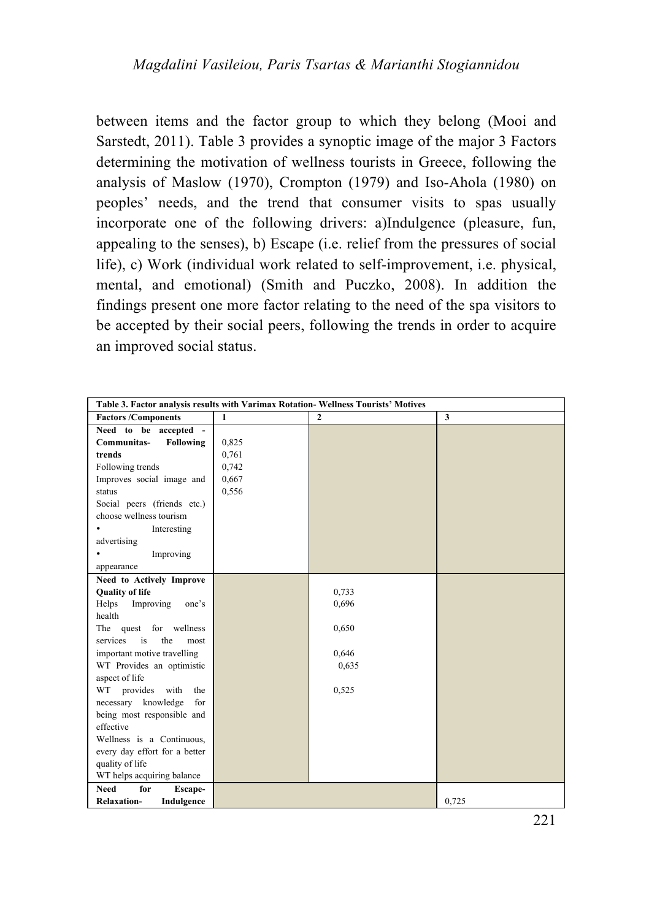between items and the factor group to which they belong (Mooi and Sarstedt, 2011). Table 3 provides a synoptic image of the major 3 Factors determining the motivation of wellness tourists in Greece, following the analysis of Maslow (1970), Crompton (1979) and Iso-Ahola (1980) on peoples' needs, and the trend that consumer visits to spas usually incorporate one of the following drivers: a)Indulgence (pleasure, fun, appealing to the senses), b) Escape (i.e. relief from the pressures of social life), c) Work (individual work related to self-improvement, i.e. physical, mental, and emotional) (Smith and Puczko, 2008). In addition the findings present one more factor relating to the need of the spa visitors to be accepted by their social peers, following the trends in order to acquire an improved social status.

**Table 3. Factor analysis results with Varimax Rotation- Wellness Tourists' Motives**

| Factors /Components | 1 | 2 | 3 |
|---|---|---|---|
| **Need to be accepted - Communitas- Following trends** | | | |
| Following trends | 0,825 | | |
| Improves social image and status | 0,761 | | |
| Social peers (friends etc.) choose wellness tourism | 0,742 | | |
| • Interesting advertising | 0,667 | | |
| • Improving appearance | 0,556 | | |
| **Need to Actively Improve Quality of life** | | | |
| Helps Improving one's health | | 0,733 | |
| The quest for wellness services is the most important motive travelling | | 0,696 | |
| WT Provides an optimistic aspect of life | | 0,650 | |
| WT provides with the necessary knowledge for being most responsible and effective | | 0,646 | |
| Wellness is a Continuous, every day effort for a better quality of life | | 0,635 | |
| WT helps acquiring balance | | 0,525 | |
| **Need for Escape- Relaxation- Indulgence** | | | 0,725 |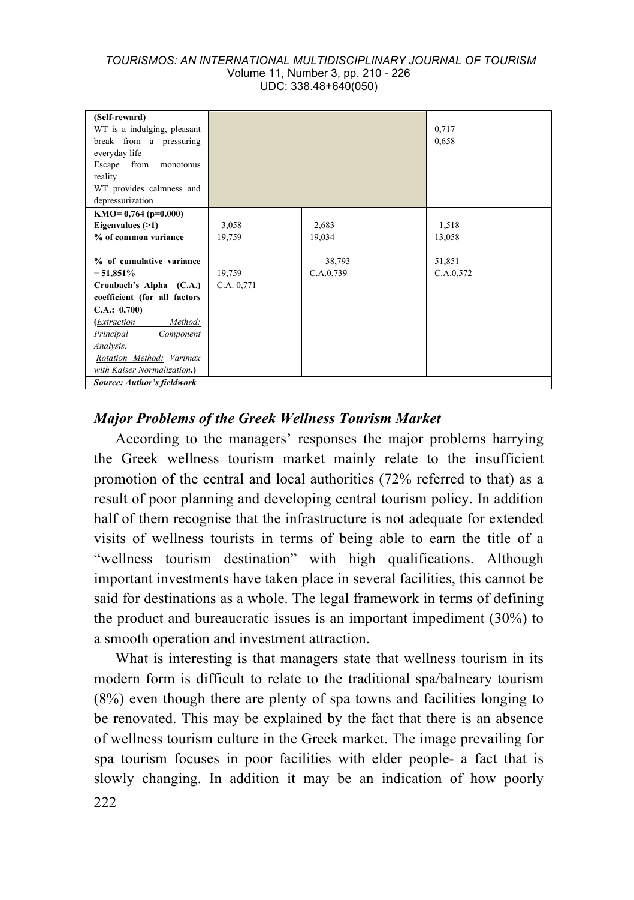| | | | |
|---|---|---|---|
| **(Self-reward)**<br>WT is a indulging, pleasant break from a pressuring everyday life<br>Escape from monotonus reality<br>WT provides calmness and depressurization | | | 0,717<br>0,658 |
| **KMO= 0,764 (p=0.000)**<br>**Eigenvalues (>1)**<br>**% of common variance** | 3,058<br>19,759 | 2,683<br>19,034 | 1,518<br>13,058 |
| **% of cumulative variance = 51,851%**<br>**Cronbach's Alpha (C.A.) coefficient (for all factors C.A.: 0,700)**<br>**(***Extraction Method: Principal Component Analysis.*<br>*Rotation Method: Varimax with Kaiser Normalization***.)** | 19,759<br>C.A. 0,771 | 38,793<br>C.A.0,739 | 51,851<br>C.A.0,572 |
| ***Source: Author's fieldwork*** | | | |

### *Major Problems of the Greek Wellness Tourism Market*

According to the managers' responses the major problems harrying the Greek wellness tourism market mainly relate to the insufficient promotion of the central and local authorities (72% referred to that) as a result of poor planning and developing central tourism policy. In addition half of them recognise that the infrastructure is not adequate for extended visits of wellness tourists in terms of being able to earn the title of a "wellness tourism destination" with high qualifications. Although important investments have taken place in several facilities, this cannot be said for destinations as a whole. The legal framework in terms of defining the product and bureaucratic issues is an important impediment (30%) to a smooth operation and investment attraction.

What is interesting is that managers state that wellness tourism in its modern form is difficult to relate to the traditional spa/balneary tourism (8%) even though there are plenty of spa towns and facilities longing to be renovated. This may be explained by the fact that there is an absence of wellness tourism culture in the Greek market. The image prevailing for spa tourism focuses in poor facilities with elder people- a fact that is slowly changing. In addition it may be an indication of how poorly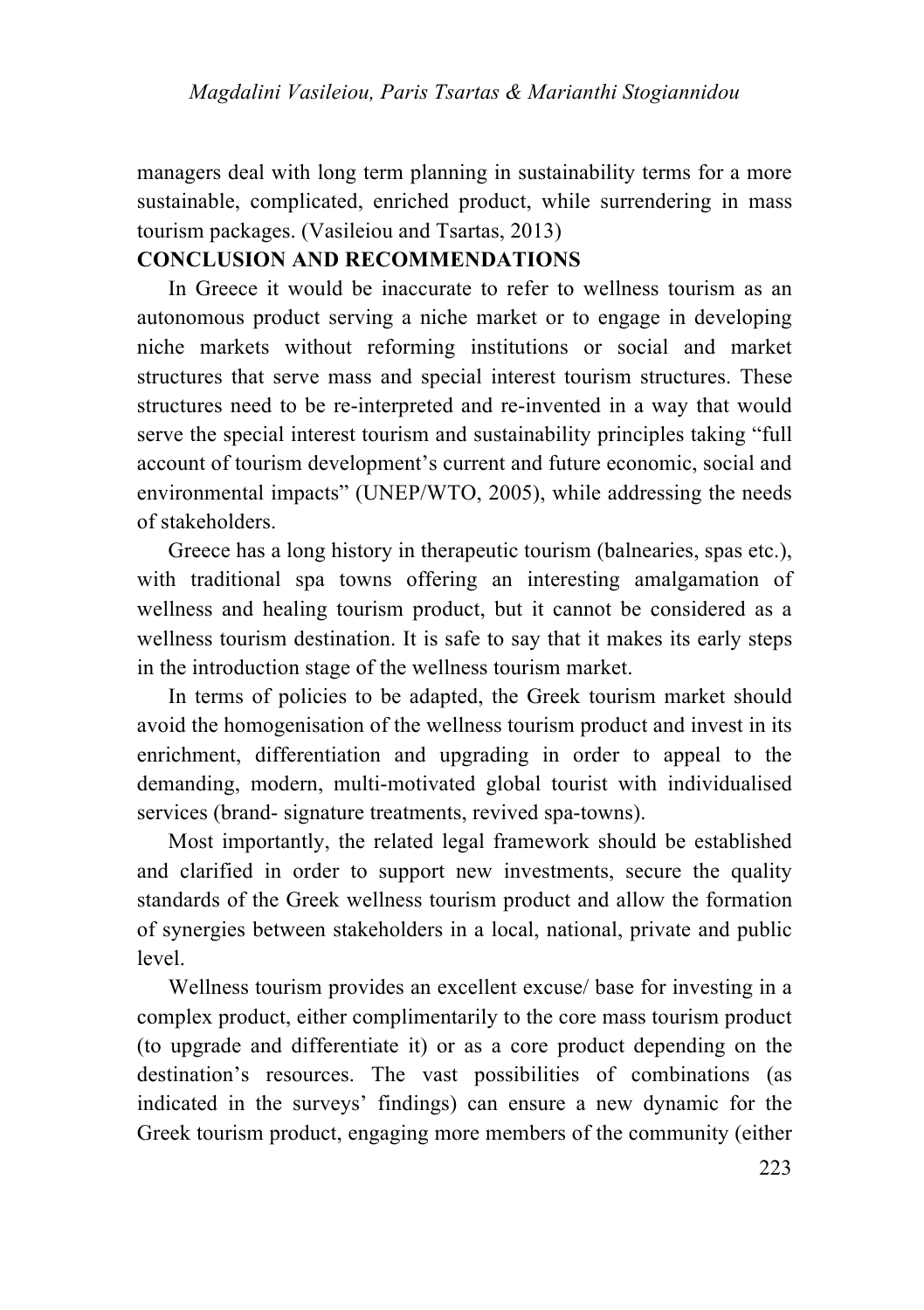managers deal with long term planning in sustainability terms for a more sustainable, complicated, enriched product, while surrendering in mass tourism packages. (Vasileiou and Tsartas, 2013)

## CONCLUSION AND RECOMMENDATIONS

In Greece it would be inaccurate to refer to wellness tourism as an autonomous product serving a niche market or to engage in developing niche markets without reforming institutions or social and market structures that serve mass and special interest tourism structures. These structures need to be re-interpreted and re-invented in a way that would serve the special interest tourism and sustainability principles taking "full account of tourism development's current and future economic, social and environmental impacts" (UNEP/WTO, 2005), while addressing the needs of stakeholders.

Greece has a long history in therapeutic tourism (balnearies, spas etc.), with traditional spa towns offering an interesting amalgamation of wellness and healing tourism product, but it cannot be considered as a wellness tourism destination. It is safe to say that it makes its early steps in the introduction stage of the wellness tourism market.

In terms of policies to be adapted, the Greek tourism market should avoid the homogenisation of the wellness tourism product and invest in its enrichment, differentiation and upgrading in order to appeal to the demanding, modern, multi-motivated global tourist with individualised services (brand- signature treatments, revived spa-towns).

Most importantly, the related legal framework should be established and clarified in order to support new investments, secure the quality standards of the Greek wellness tourism product and allow the formation of synergies between stakeholders in a local, national, private and public level.

Wellness tourism provides an excellent excuse/ base for investing in a complex product, either complimentarily to the core mass tourism product (to upgrade and differentiate it) or as a core product depending on the destination's resources. The vast possibilities of combinations (as indicated in the surveys' findings) can ensure a new dynamic for the Greek tourism product, engaging more members of the community (either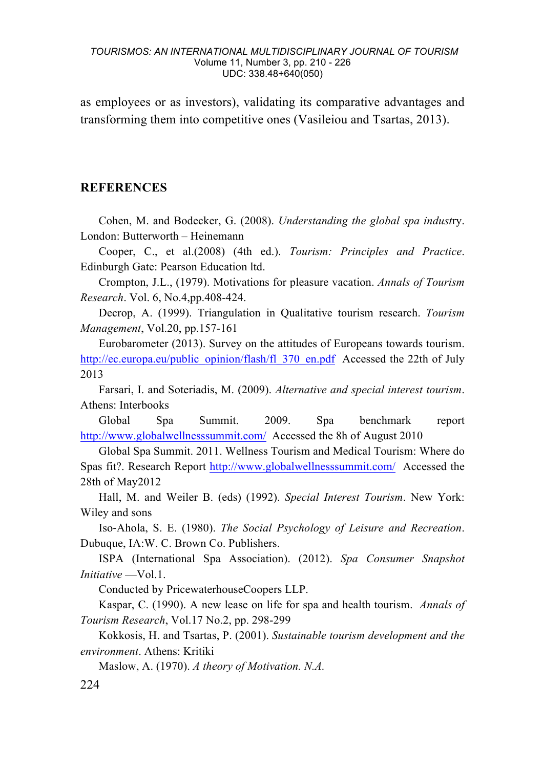as employees or as investors), validating its comparative advantages and transforming them into competitive ones (Vasileiou and Tsartas, 2013).

## REFERENCES

Cohen, M. and Bodecker, G. (2008). *Understanding the global spa industry*. London: Butterworth – Heinemann

Cooper, C., et al.(2008) (4th ed.). *Tourism: Principles and Practice*. Edinburgh Gate: Pearson Education ltd.

Crompton, J.L., (1979). Motivations for pleasure vacation. *Annals of Tourism Research*. Vol. 6, No.4,pp.408-424.

Decrop, A. (1999). Triangulation in Qualitative tourism research. *Tourism Management*, Vol.20, pp.157-161

Eurobarometer (2013). Survey on the attitudes of Europeans towards tourism. http://ec.europa.eu/public_opinion/flash/fl_370_en.pdf Accessed the 22th of July 2013

Farsari, I. and Soteriadis, M. (2009). *Alternative and special interest tourism*. Athens: Interbooks

Global Spa Summit. 2009. Spa benchmark report http://www.globalwellnesssummit.com/ Accessed the 8h of August 2010

Global Spa Summit. 2011. Wellness Tourism and Medical Tourism: Where do Spas fit?. Research Report http://www.globalwellnesssummit.com/ Accessed the 28th of May2012

Hall, M. and Weiler B. (eds) (1992). *Special Interest Tourism*. New York: Wiley and sons

Iso-Ahola, S. E. (1980). *The Social Psychology of Leisure and Recreation*. Dubuque, IA:W. C. Brown Co. Publishers.

ISPA (International Spa Association). (2012). *Spa Consumer Snapshot Initiative* —Vol.1.

Conducted by PricewaterhouseCoopers LLP.

Kaspar, C. (1990). A new lease on life for spa and health tourism. *Annals of Tourism Research*, Vol.17 No.2, pp. 298-299

Kokkosis, H. and Tsartas, P. (2001). *Sustainable tourism development and the environment*. Athens: Kritiki

Maslow, A. (1970). *A theory of Motivation. N.A.*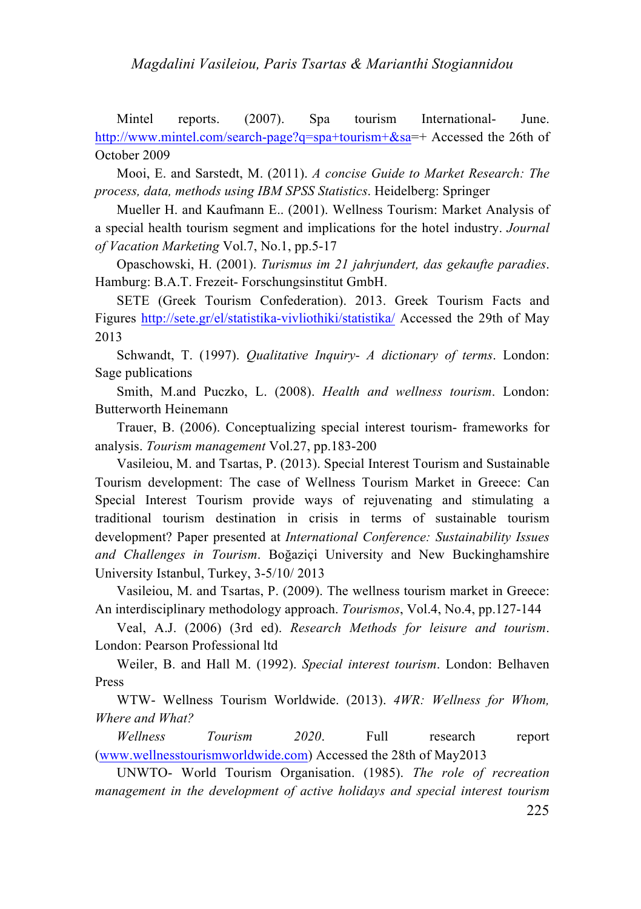Mintel reports. (2007). Spa tourism International- June. http://www.mintel.com/search-page?q=spa+tourism+&sa=+ Accessed the 26th of October 2009

Mooi, E. and Sarstedt, M. (2011). *A concise Guide to Market Research: The process, data, methods using IBM SPSS Statistics*. Heidelberg: Springer

Mueller H. and Kaufmann E.. (2001). Wellness Tourism: Market Analysis of a special health tourism segment and implications for the hotel industry. *Journal of Vacation Marketing* Vol.7, No.1, pp.5-17

Opaschowski, H. (2001). *Turismus im 21 jahrjundert, das gekaufte paradies*. Hamburg: B.A.T. Frezeit- Forschungsinstitut GmbH.

SETE (Greek Tourism Confederation). 2013. Greek Tourism Facts and Figures http://sete.gr/el/statistika-vivliothiki/statistika/ Accessed the 29th of May 2013

Schwandt, T. (1997). *Qualitative Inquiry- A dictionary of terms*. London: Sage publications

Smith, M.and Puczko, L. (2008). *Health and wellness tourism*. London: Butterworth Heinemann

Trauer, B. (2006). Conceptualizing special interest tourism- frameworks for analysis. *Tourism management* Vol.27, pp.183-200

Vasileiou, M. and Tsartas, P. (2013). Special Interest Tourism and Sustainable Tourism development: The case of Wellness Tourism Market in Greece: Can Special Interest Tourism provide ways of rejuvenating and stimulating a traditional tourism destination in crisis in terms of sustainable tourism development? Paper presented at *International Conference: Sustainability Issues and Challenges in Tourism*. Boğaziçi University and New Buckinghamshire University Istanbul, Turkey, 3-5/10/ 2013

Vasileiou, M. and Tsartas, P. (2009). The wellness tourism market in Greece: An interdisciplinary methodology approach. *Tourismos*, Vol.4, No.4, pp.127-144

Veal, A.J. (2006) (3rd ed). *Research Methods for leisure and tourism*. London: Pearson Professional ltd

Weiler, B. and Hall M. (1992). *Special interest tourism*. London: Belhaven Press

WTW- Wellness Tourism Worldwide. (2013). *4WR: Wellness for Whom, Where and What? Wellness Tourism 2020*. Full research report (www.wellnesstourismworldwide.com) Accessed the 28th of May2013

UNWTO- World Tourism Organisation. (1985). *The role of recreation management in the development of active holidays and special interest tourism*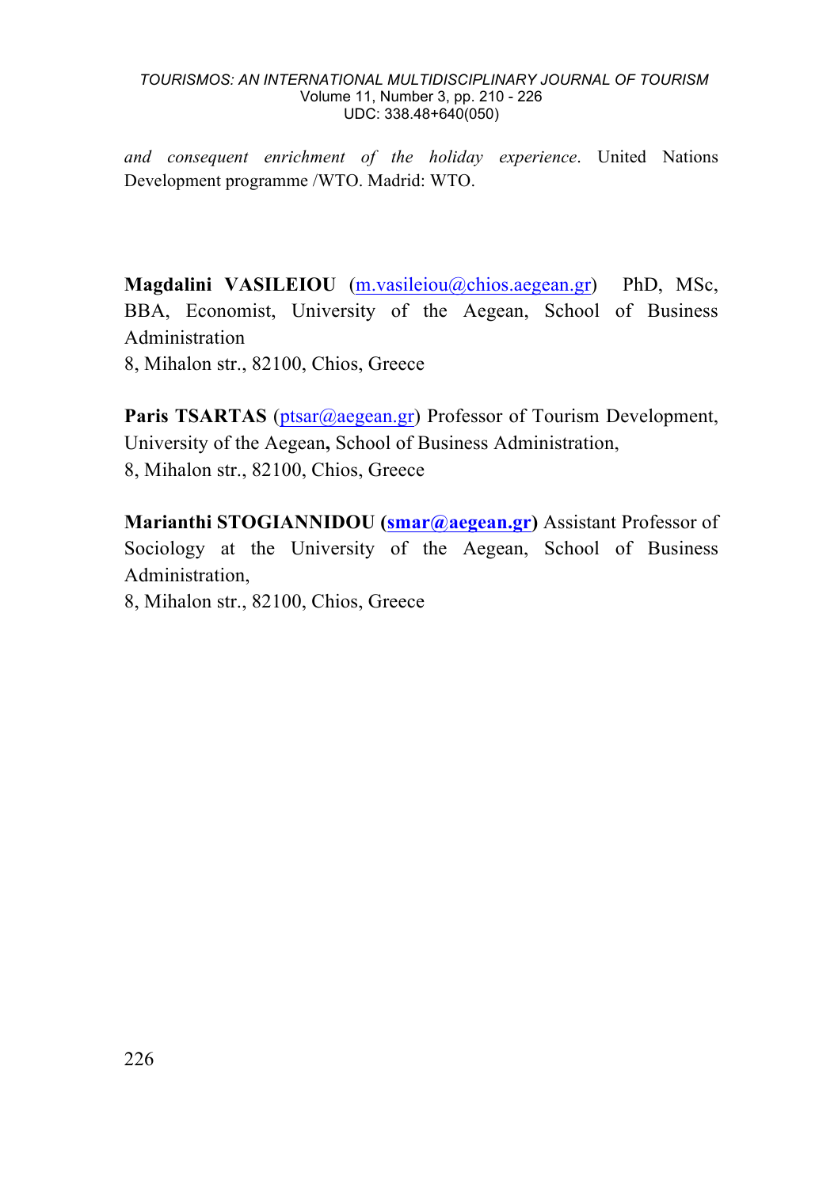*and consequent enrichment of the holiday experience*. United Nations Development programme /WTO. Madrid: WTO.

**Magdalini VASILEIOU** (m.vasileiou@chios.aegean.gr) PhD, MSc, BBA, Economist, University of the Aegean, School of Business Administration
8, Mihalon str., 82100, Chios, Greece

**Paris TSARTAS** (ptsar@aegean.gr) Professor of Tourism Development, University of the Aegean**,** School of Business Administration,
8, Mihalon str., 82100, Chios, Greece

**Marianthi STOGIANNIDOU (smar@aegean.gr)** Assistant Professor of Sociology at the University of the Aegean, School of Business Administration,
8, Mihalon str., 82100, Chios, Greece